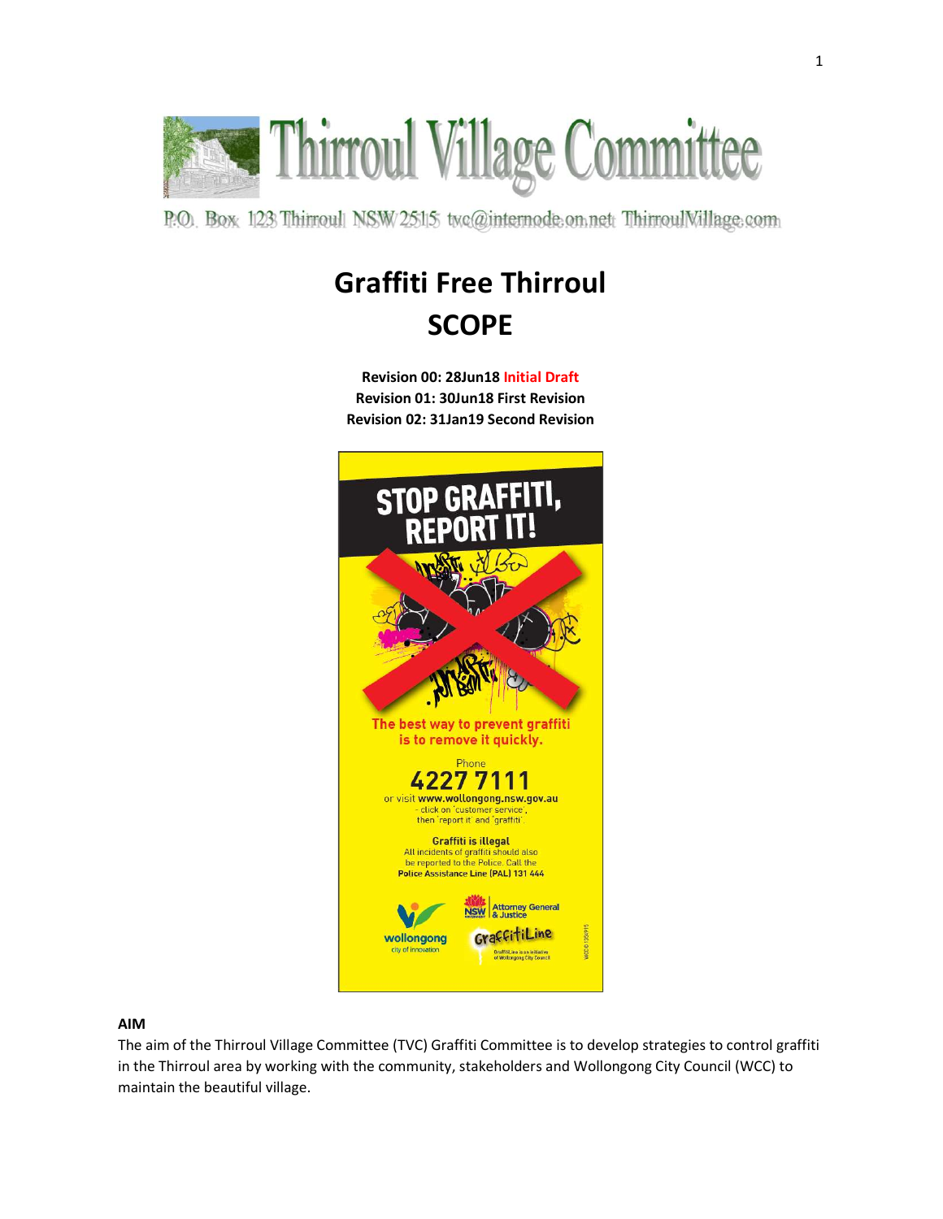# Thirroul Village Committee

P.O. Box 123 Thirroul NSW 2515 tvc@internode.on.net ThirroulVillage.com

# Graffiti Free Thirroul
# SCOPE

**Revision 00: 28Jun18 Initial Draft**
**Revision 01: 30Jun18 First Revision**
**Revision 02: 31Jan19 Second Revision**

STOP GRAFFITI, REPORT IT!

The best way to prevent graffiti is to remove it quickly.

Phone
4227 7111
or visit www.wollongong.nsw.gov.au
- click on 'customer service', then 'report it' and 'graffiti'.

Graffiti is illegal
All incidents of graffiti should also be reported to the Police. Call the Police Assistance Line (PAL) 131 444

wollongong city of innovation
NSW Attorney General & Justice
GraffitiLine — GraffitiLine is an initiative of Wollongong City Council

**AIM**

The aim of the Thirroul Village Committee (TVC) Graffiti Committee is to develop strategies to control graffiti in the Thirroul area by working with the community, stakeholders and Wollongong City Council (WCC) to maintain the beautiful village.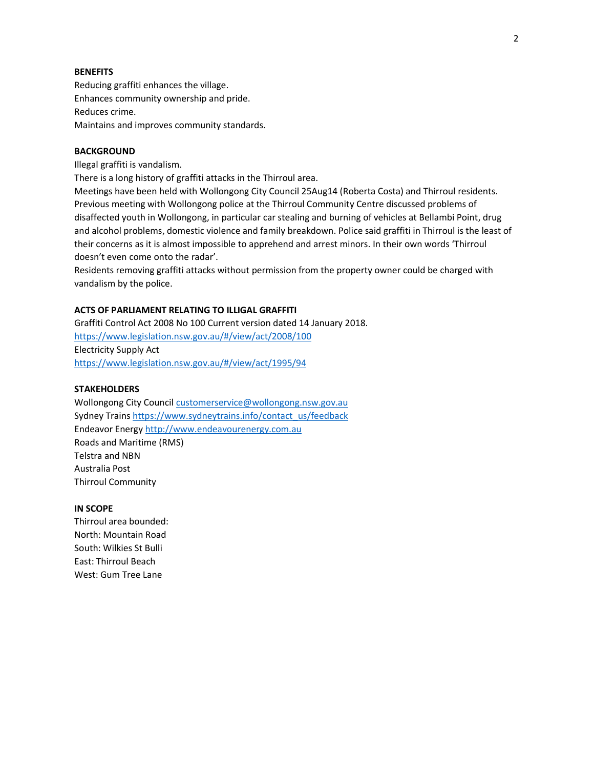**BENEFITS**

Reducing graffiti enhances the village.
Enhances community ownership and pride.
Reduces crime.
Maintains and improves community standards.

**BACKGROUND**

Illegal graffiti is vandalism.
There is a long history of graffiti attacks in the Thirroul area.
Meetings have been held with Wollongong City Council 25Aug14 (Roberta Costa) and Thirroul residents.
Previous meeting with Wollongong police at the Thirroul Community Centre discussed problems of disaffected youth in Wollongong, in particular car stealing and burning of vehicles at Bellambi Point, drug and alcohol problems, domestic violence and family breakdown. Police said graffiti in Thirroul is the least of their concerns as it is almost impossible to apprehend and arrest minors. In their own words 'Thirroul doesn't even come onto the radar'.
Residents removing graffiti attacks without permission from the property owner could be charged with vandalism by the police.

**ACTS OF PARLIAMENT RELATING TO ILLIGAL GRAFFITI**

Graffiti Control Act 2008 No 100 Current version dated 14 January 2018.
https://www.legislation.nsw.gov.au/#/view/act/2008/100
Electricity Supply Act
https://www.legislation.nsw.gov.au/#/view/act/1995/94

**STAKEHOLDERS**

Wollongong City Council customerservice@wollongong.nsw.gov.au
Sydney Trains https://www.sydneytrains.info/contact_us/feedback
Endeavor Energy http://www.endeavourenergy.com.au
Roads and Maritime (RMS)
Telstra and NBN
Australia Post
Thirroul Community

**IN SCOPE**

Thirroul area bounded:
North: Mountain Road
South: Wilkies St Bulli
East: Thirroul Beach
West: Gum Tree Lane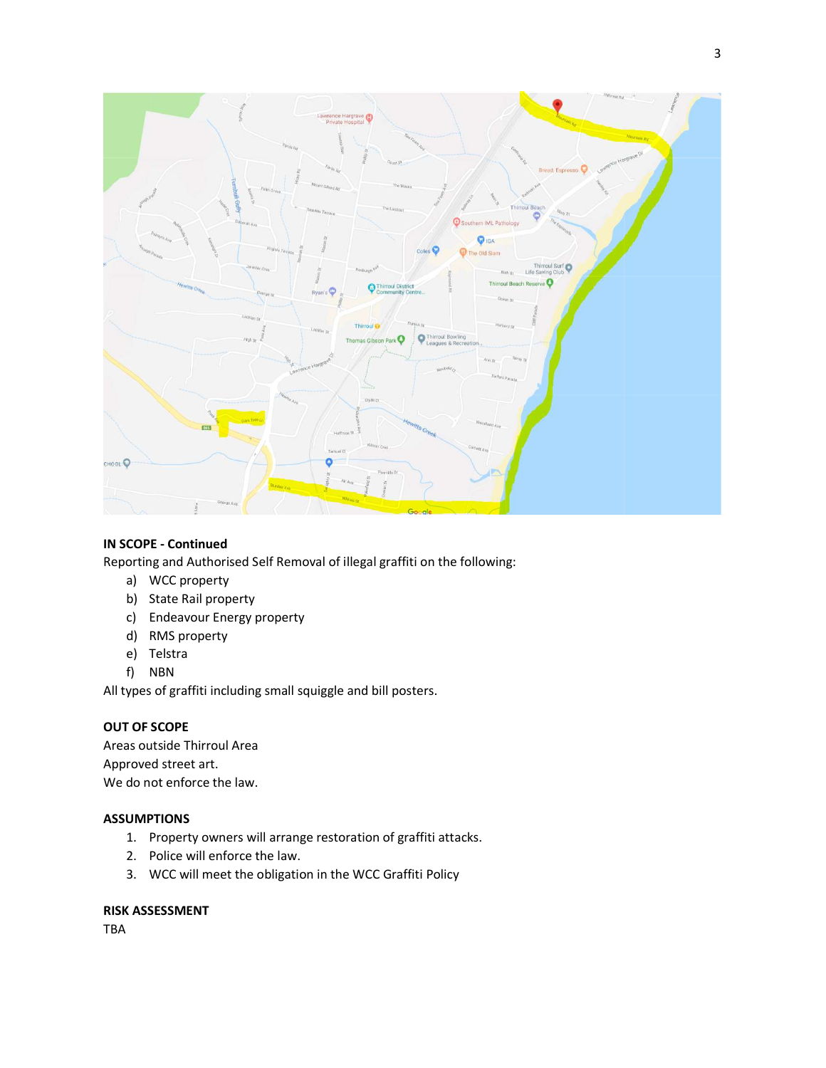**IN SCOPE - Continued**

Reporting and Authorised Self Removal of illegal graffiti on the following:

a) WCC property
b) State Rail property
c) Endeavour Energy property
d) RMS property
e) Telstra
f) NBN

All types of graffiti including small squiggle and bill posters.

**OUT OF SCOPE**

Areas outside Thirroul Area
Approved street art.
We do not enforce the law.

**ASSUMPTIONS**

1. Property owners will arrange restoration of graffiti attacks.
2. Police will enforce the law.
3. WCC will meet the obligation in the WCC Graffiti Policy

**RISK ASSESSMENT**

TBA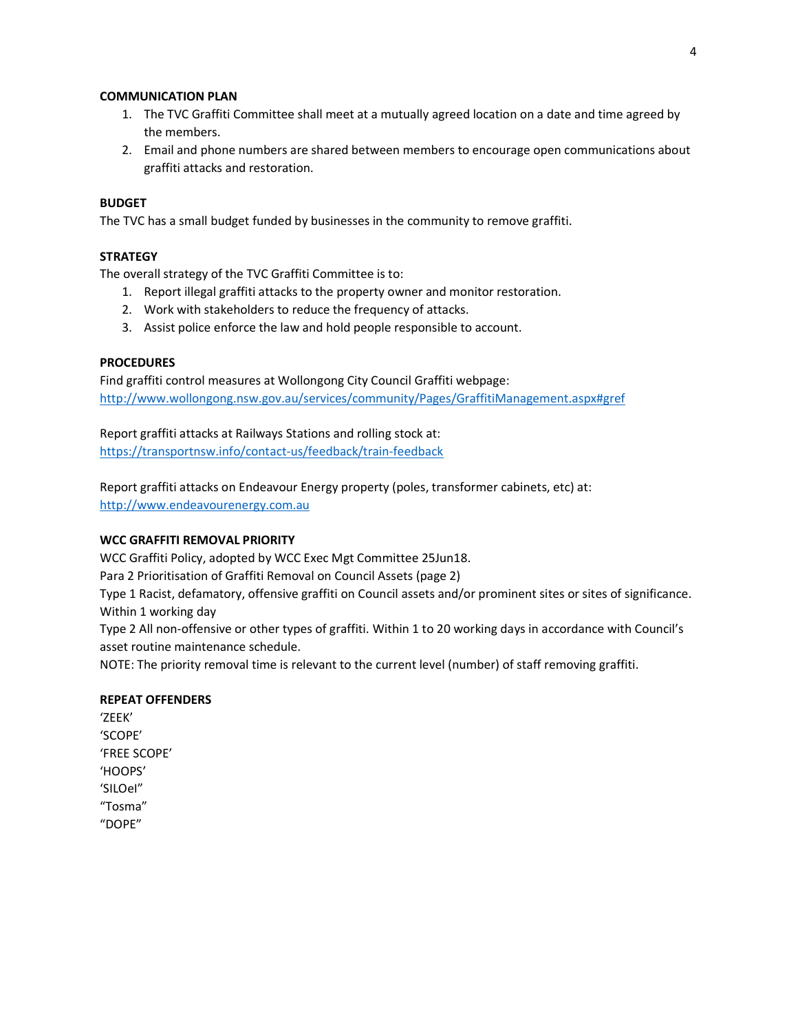**COMMUNICATION PLAN**

1. The TVC Graffiti Committee shall meet at a mutually agreed location on a date and time agreed by the members.
2. Email and phone numbers are shared between members to encourage open communications about graffiti attacks and restoration.

**BUDGET**

The TVC has a small budget funded by businesses in the community to remove graffiti.

**STRATEGY**

The overall strategy of the TVC Graffiti Committee is to:

1. Report illegal graffiti attacks to the property owner and monitor restoration.
2. Work with stakeholders to reduce the frequency of attacks.
3. Assist police enforce the law and hold people responsible to account.

**PROCEDURES**

Find graffiti control measures at Wollongong City Council Graffiti webpage:
http://www.wollongong.nsw.gov.au/services/community/Pages/GraffitiManagement.aspx#gref

Report graffiti attacks at Railways Stations and rolling stock at:
https://transportnsw.info/contact-us/feedback/train-feedback

Report graffiti attacks on Endeavour Energy property (poles, transformer cabinets, etc) at:
http://www.endeavourenergy.com.au

**WCC GRAFFITI REMOVAL PRIORITY**

WCC Graffiti Policy, adopted by WCC Exec Mgt Committee 25Jun18.
Para 2 Prioritisation of Graffiti Removal on Council Assets (page 2)
Type 1 Racist, defamatory, offensive graffiti on Council assets and/or prominent sites or sites of significance. Within 1 working day
Type 2 All non-offensive or other types of graffiti. Within 1 to 20 working days in accordance with Council's asset routine maintenance schedule.
NOTE: The priority removal time is relevant to the current level (number) of staff removing graffiti.

**REPEAT OFFENDERS**

'ZEEK'
'SCOPE'
'FREE SCOPE'
'HOOPS'
'SILOeI"
"Tosma"
"DOPE"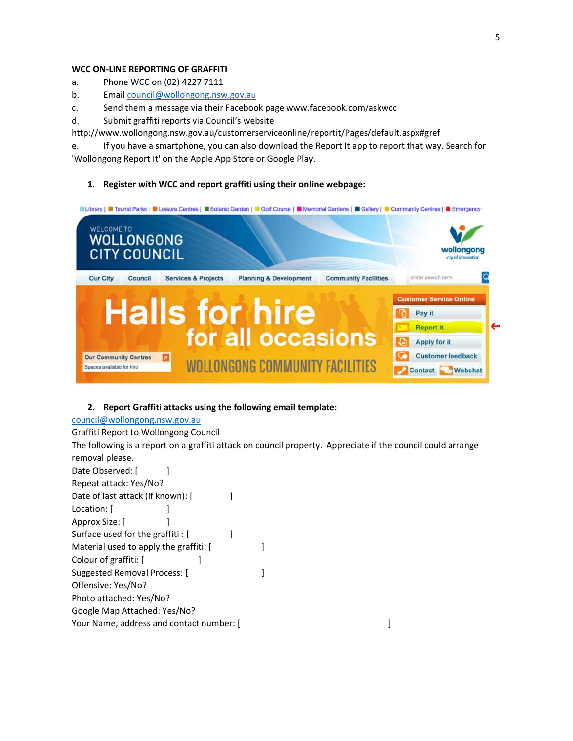**WCC ON-LINE REPORTING OF GRAFFITI**

a. Phone WCC on (02) 4227 7111

b. Email council@wollongong.nsw.gov.au

c. Send them a message via their Facebook page www.facebook.com/askwcc

d. Submit graffiti reports via Council's website http://www.wollongong.nsw.gov.au/customerserviceonline/reportit/Pages/default.aspx#gref

e. If you have a smartphone, you can also download the Report It app to report that way. Search for 'Wollongong Report It' on the Apple App Store or Google Play.

1. **Register with WCC and report graffiti using their online webpage:**

2. **Report Graffiti attacks using the following email template:**

council@wollongong.nsw.gov.au

Graffiti Report to Wollongong Council

The following is a report on a graffiti attack on council property. Appreciate if the council could arrange removal please.

Date Observed: [ ]

Repeat attack: Yes/No?

Date of last attack (if known): [ ]

Location: [ ]

Approx Size: [ ]

Surface used for the graffiti : [ ]

Material used to apply the graffiti: [ ]

Colour of graffiti: [ ]

Suggested Removal Process: [ ]

Offensive: Yes/No?

Photo attached: Yes/No?

Google Map Attached: Yes/No?

Your Name, address and contact number: [ ]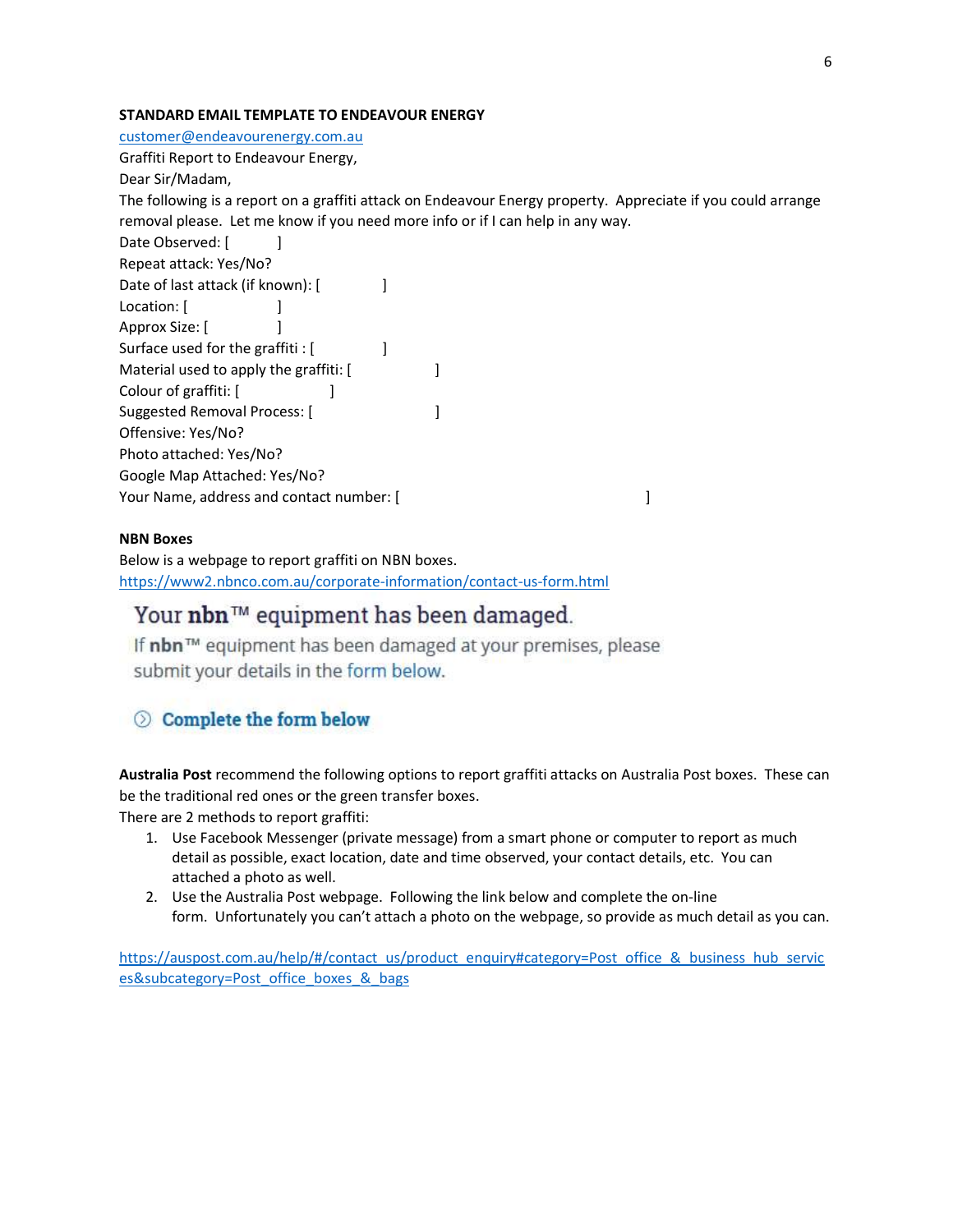**STANDARD EMAIL TEMPLATE TO ENDEAVOUR ENERGY**

customer@endeavourenergy.com.au

Graffiti Report to Endeavour Energy,

Dear Sir/Madam,

The following is a report on a graffiti attack on Endeavour Energy property. Appreciate if you could arrange removal please. Let me know if you need more info or if I can help in any way.

Date Observed: [ ]

Repeat attack: Yes/No?

Date of last attack (if known): [ ]

Location: [ ]

Approx Size: [ ]

Surface used for the graffiti : [ ]

Material used to apply the graffiti: [ ]

Colour of graffiti: [ ]

Suggested Removal Process: [ ]

Offensive: Yes/No?

Photo attached: Yes/No?

Google Map Attached: Yes/No?

Your Name, address and contact number: [ ]

**NBN Boxes**

Below is a webpage to report graffiti on NBN boxes.

https://www2.nbnco.com.au/corporate-information/contact-us-form.html

Your **nbn**™ equipment has been damaged.

If **nbn**™ equipment has been damaged at your premises, please submit your details in the form below.

**Complete the form below**

**Australia Post** recommend the following options to report graffiti attacks on Australia Post boxes. These can be the traditional red ones or the green transfer boxes.

There are 2 methods to report graffiti:

1. Use Facebook Messenger (private message) from a smart phone or computer to report as much detail as possible, exact location, date and time observed, your contact details, etc. You can attached a photo as well.
2. Use the Australia Post webpage. Following the link below and complete the on-line form. Unfortunately you can't attach a photo on the webpage, so provide as much detail as you can.

https://auspost.com.au/help/#/contact_us/product_enquiry#category=Post_office_&_business_hub_services&subcategory=Post_office_boxes_&_bags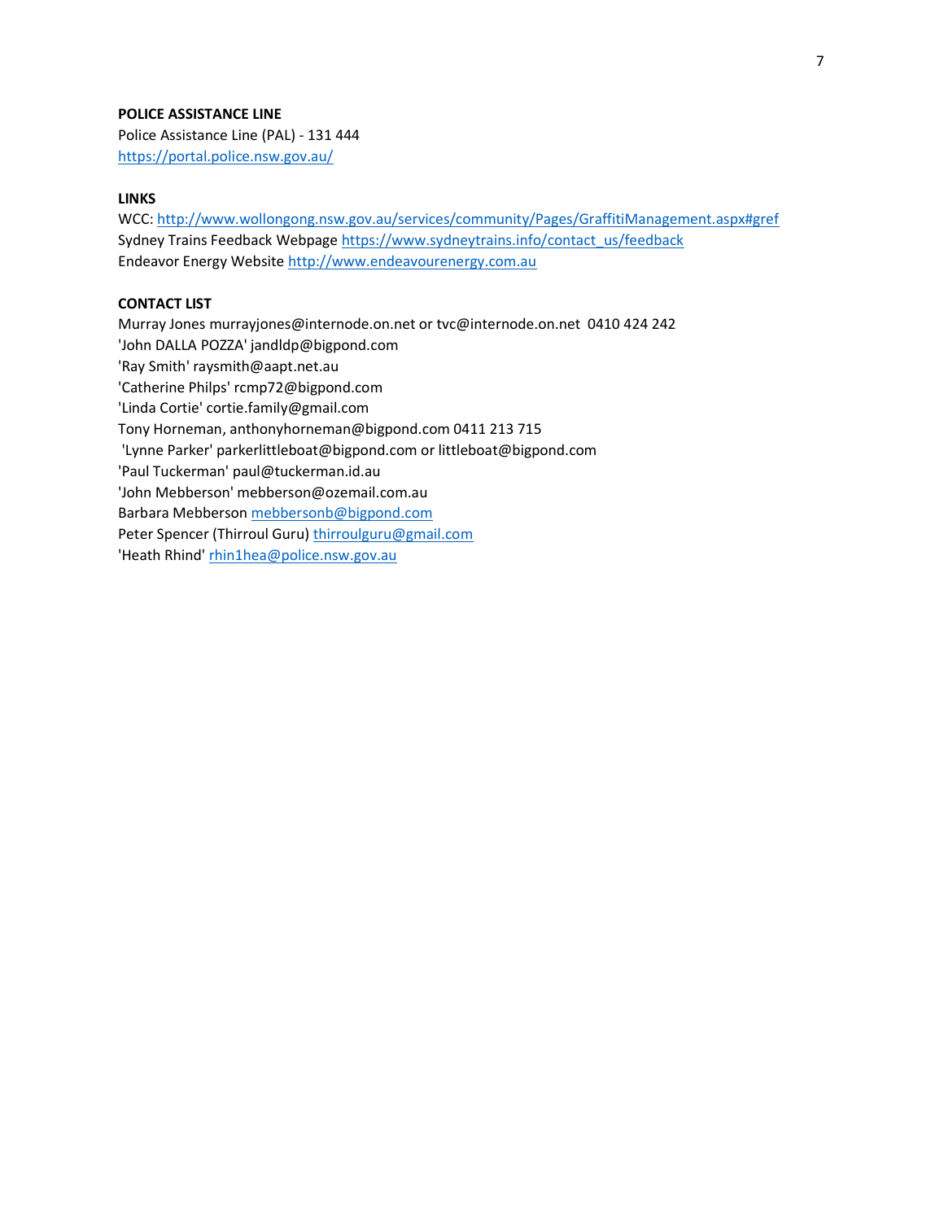**POLICE ASSISTANCE LINE**

Police Assistance Line (PAL) - 131 444
https://portal.police.nsw.gov.au/

**LINKS**

WCC: http://www.wollongong.nsw.gov.au/services/community/Pages/GraffitiManagement.aspx#gref
Sydney Trains Feedback Webpage https://www.sydneytrains.info/contact_us/feedback
Endeavor Energy Website http://www.endeavourenergy.com.au

**CONTACT LIST**

Murray Jones murrayjones@internode.on.net or tvc@internode.on.net 0410 424 242
'John DALLA POZZA' jandldp@bigpond.com
'Ray Smith' raysmith@aapt.net.au
'Catherine Philps' rcmp72@bigpond.com
'Linda Cortie' cortie.family@gmail.com
Tony Horneman, anthonyhorneman@bigpond.com 0411 213 715
'Lynne Parker' parkerlittleboat@bigpond.com or littleboat@bigpond.com
'Paul Tuckerman' paul@tuckerman.id.au
'John Mebberson' mebberson@ozemail.com.au
Barbara Mebberson mebbersonb@bigpond.com
Peter Spencer (Thirroul Guru) thirroulguru@gmail.com
'Heath Rhind' rhin1hea@police.nsw.gov.au